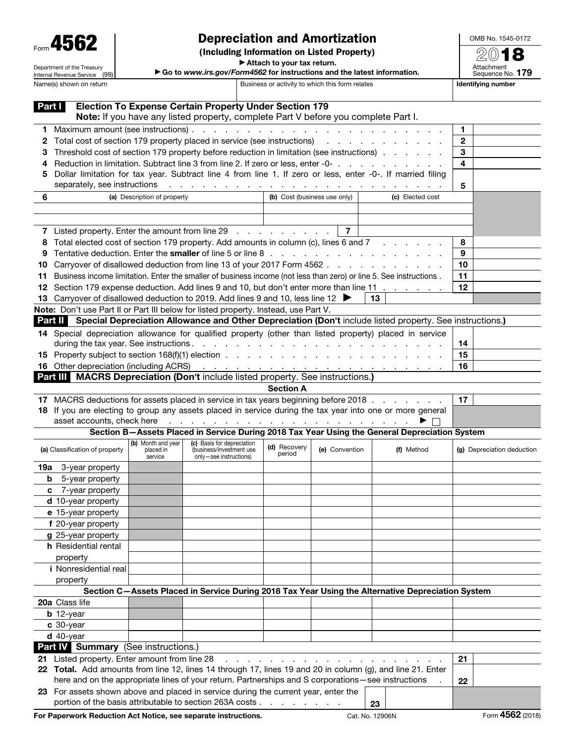Form **4562**

Department of the Treasury
Internal Revenue Service (99)

# Depreciation and Amortization

**(Including Information on Listed Property)**

▶ Attach to your tax return.

▶ Go to *www.irs.gov/Form4562* for instructions and the latest information.

OMB No. 1545-0172

**2018**

Attachment Sequence No. **179**

| Name(s) shown on return | Business or activity to which this form relates | Identifying number |
|---|---|---|
| | | |

## Part I Election To Expense Certain Property Under Section 179

**Note:** If you have any listed property, complete Part V before you complete Part I.

| | | | |
|---|---|---|---|
| **1** | Maximum amount (see instructions) | **1** | |
| **2** | Total cost of section 179 property placed in service (see instructions) | **2** | |
| **3** | Threshold cost of section 179 property before reduction in limitation (see instructions) | **3** | |
| **4** | Reduction in limitation. Subtract line 3 from line 2. If zero or less, enter -0- | **4** | |
| **5** | Dollar limitation for tax year. Subtract line 4 from line 1. If zero or less, enter -0-. If married filing separately, see instructions | **5** | |

| **6** | (a) Description of property | (b) Cost (business use only) | (c) Elected cost |
|---|---|---|---|
| | | | |
| | | | |

| | | | |
|---|---|---|---|
| **7** | Listed property. Enter the amount from line 29 | **7** | |
| **8** | Total elected cost of section 179 property. Add amounts in column (c), lines 6 and 7 | **8** | |
| **9** | Tentative deduction. Enter the **smaller** of line 5 or line 8 | **9** | |
| **10** | Carryover of disallowed deduction from line 13 of your 2017 Form 4562 | **10** | |
| **11** | Business income limitation. Enter the smaller of business income (not less than zero) or line 5. See instructions | **11** | |
| **12** | Section 179 expense deduction. Add lines 9 and 10, but don't enter more than line 11 | **12** | |
| **13** | Carryover of disallowed deduction to 2019. Add lines 9 and 10, less line 12 ▶ | **13** | |

**Note:** Don't use Part II or Part III below for listed property. Instead, use Part V.

## Part II Special Depreciation Allowance and Other Depreciation (Don't include listed property. See instructions.)

| | | | |
|---|---|---|---|
| **14** | Special depreciation allowance for qualified property (other than listed property) placed in service during the tax year. See instructions | **14** | |
| **15** | Property subject to section 168(f)(1) election | **15** | |
| **16** | Other depreciation (including ACRS) | **16** | |

## Part III MACRS Depreciation (Don't include listed property. See instructions.)

### Section A

| | | | |
|---|---|---|---|
| **17** | MACRS deductions for assets placed in service in tax years beginning before 2018 | **17** | |
| **18** | If you are electing to group any assets placed in service during the tax year into one or more general asset accounts, check here ▶ ☐ | | |

### Section B—Assets Placed in Service During 2018 Tax Year Using the General Depreciation System

| (a) Classification of property | (b) Month and year placed in service | (c) Basis for depreciation (business/investment use only—see instructions) | (d) Recovery period | (e) Convention | (f) Method | (g) Depreciation deduction |
|---|---|---|---|---|---|---|
| **19a** 3-year property | | | | | | |
| **b** 5-year property | | | | | | |
| **c** 7-year property | | | | | | |
| **d** 10-year property | | | | | | |
| **e** 15-year property | | | | | | |
| **f** 20-year property | | | | | | |
| **g** 25-year property | | | | | | |
| **h** Residential rental property | | | | | | |
| | | | | | | |
| **i** Nonresidential real property | | | | | | |
| | | | | | | |

### Section C—Assets Placed in Service During 2018 Tax Year Using the Alternative Depreciation System

| (a) Classification of property | (b) Month and year placed in service | (c) Basis for depreciation | (d) Recovery period | (e) Convention | (f) Method | (g) Depreciation deduction |
|---|---|---|---|---|---|---|
| **20a** Class life | | | | | | |
| **b** 12-year | | | | | | |
| **c** 30-year | | | | | | |
| **d** 40-year | | | | | | |

## Part IV Summary (See instructions.)

| | | | |
|---|---|---|---|
| **21** | Listed property. Enter amount from line 28 | **21** | |
| **22** | **Total.** Add amounts from line 12, lines 14 through 17, lines 19 and 20 in column (g), and line 21. Enter here and on the appropriate lines of your return. Partnerships and S corporations—see instructions | **22** | |
| **23** | For assets shown above and placed in service during the current year, enter the portion of the basis attributable to section 263A costs | **23** | |

**For Paperwork Reduction Act Notice, see separate instructions.** Cat. No. 12906N Form **4562** (2018)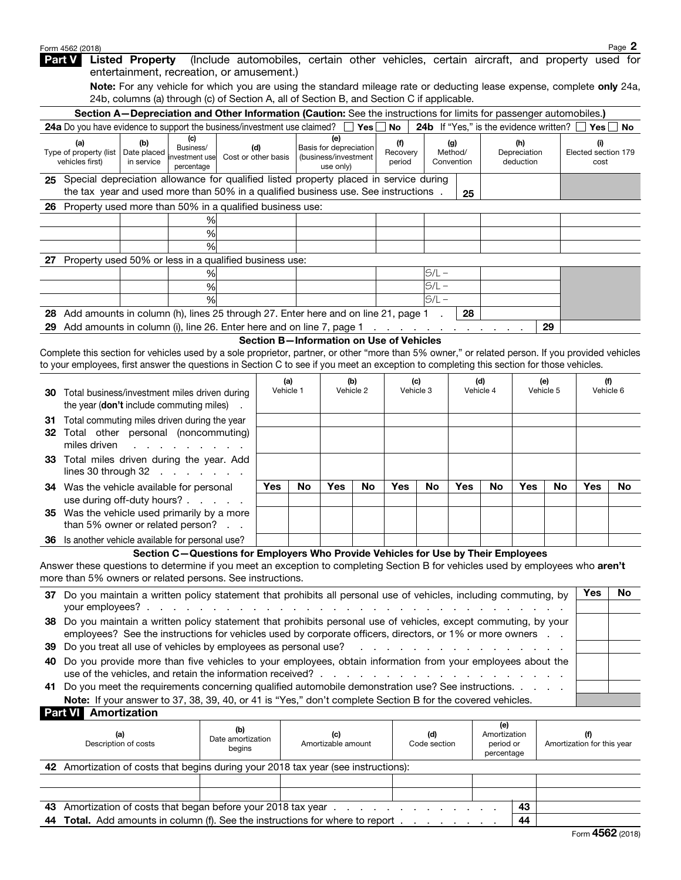Form 4562 (2018) Page **2**

## Part V Listed Property (Include automobiles, certain other vehicles, certain aircraft, and property used for entertainment, recreation, or amusement.)

**Note:** For any vehicle for which you are using the standard mileage rate or deducting lease expense, complete **only** 24a, 24b, columns (a) through (c) of Section A, all of Section B, and Section C if applicable.

### Section A—Depreciation and Other Information (Caution: See the instructions for limits for passenger automobiles.)

**24a** Do you have evidence to support the business/investment use claimed? ☐ Yes ☐ No **24b** If "Yes," is the evidence written? ☐ Yes ☐ No

| (a) Type of property (list vehicles first) | (b) Date placed in service | (c) Business/ investment use percentage | (d) Cost or other basis | (e) Basis for depreciation (business/investment use only) | (f) Recovery period | (g) Method/ Convention | (h) Depreciation deduction | (i) Elected section 179 cost |
|---|---|---|---|---|---|---|---|---|
| **25** Special depreciation allowance for qualified listed property placed in service during the tax year and used more than 50% in a qualified business use. See instructions . | | | | | | **25** | | |
| **26** Property used more than 50% in a qualified business use: | | | | | | | | |
| | | % | | | | | | |
| | | % | | | | | | |
| | | % | | | | | | |
| **27** Property used 50% or less in a qualified business use: | | | | | | | | |
| | | % | | | | S/L – | | |
| | | % | | | | S/L – | | |
| | | % | | | | S/L – | | |
| **28** Add amounts in column (h), lines 25 through 27. Enter here and on line 21, page 1 . | | | | | | **28** | | |
| **29** Add amounts in column (i), line 26. Enter here and on line 7, page 1 | | | | | | | **29** | |

### Section B—Information on Use of Vehicles

Complete this section for vehicles used by a sole proprietor, partner, or other "more than 5% owner," or related person. If you provided vehicles to your employees, first answer the questions in Section C to see if you meet an exception to completing this section for those vehicles.

| | (a) Vehicle 1 | | (b) Vehicle 2 | | (c) Vehicle 3 | | (d) Vehicle 4 | | (e) Vehicle 5 | | (f) Vehicle 6 | |
|---|---|---|---|---|---|---|---|---|---|---|---|---|
| **30** Total business/investment miles driven during the year (**don't** include commuting miles) | | | | | | | | | | | | |
| **31** Total commuting miles driven during the year | | | | | | | | | | | | |
| **32** Total other personal (noncommuting) miles driven | | | | | | | | | | | | |
| **33** Total miles driven during the year. Add lines 30 through 32 | | | | | | | | | | | | |
| | **Yes** | **No** | **Yes** | **No** | **Yes** | **No** | **Yes** | **No** | **Yes** | **No** | **Yes** | **No** |
| **34** Was the vehicle available for personal use during off-duty hours? | | | | | | | | | | | | |
| **35** Was the vehicle used primarily by a more than 5% owner or related person? | | | | | | | | | | | | |
| **36** Is another vehicle available for personal use? | | | | | | | | | | | | |

### Section C—Questions for Employers Who Provide Vehicles for Use by Their Employees

Answer these questions to determine if you meet an exception to completing Section B for vehicles used by employees who **aren't** more than 5% owners or related persons. See instructions.

| | Yes | No |
|---|---|---|
| **37** Do you maintain a written policy statement that prohibits all personal use of vehicles, including commuting, by your employees? | | |
| **38** Do you maintain a written policy statement that prohibits personal use of vehicles, except commuting, by your employees? See the instructions for vehicles used by corporate officers, directors, or 1% or more owners | | |
| **39** Do you treat all use of vehicles by employees as personal use? | | |
| **40** Do you provide more than five vehicles to your employees, obtain information from your employees about the use of the vehicles, and retain the information received? | | |
| **41** Do you meet the requirements concerning qualified automobile demonstration use? See instructions. | | |

**Note:** If your answer to 37, 38, 39, 40, or 41 is "Yes," don't complete Section B for the covered vehicles.

## Part VI Amortization

| (a) Description of costs | (b) Date amortization begins | (c) Amortizable amount | (d) Code section | (e) Amortization period or percentage | (f) Amortization for this year |
|---|---|---|---|---|---|
| **42** Amortization of costs that begins during your 2018 tax year (see instructions): | | | | | |
| | | | | | |
| | | | | | |
| **43** Amortization of costs that began before your 2018 tax year | | | | **43** | |
| **44 Total.** Add amounts in column (f). See the instructions for where to report | | | | **44** | |

Form **4562** (2018)